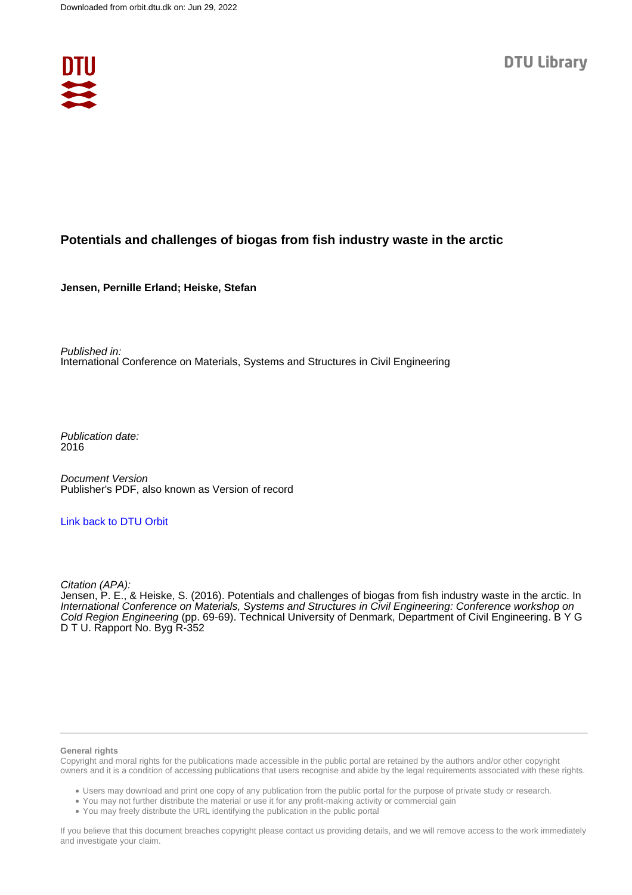Downloaded from orbit.dtu.dk on: Jun 29, 2022

DTU Library

# Potentials and challenges of biogas from fish industry waste in the arctic

**Jensen, Pernille Erland; Heiske, Stefan**

*Published in:*
International Conference on Materials, Systems and Structures in Civil Engineering

*Publication date:*
2016

*Document Version*
Publisher's PDF, also known as Version of record

Link back to DTU Orbit

*Citation (APA):*
Jensen, P. E., & Heiske, S. (2016). Potentials and challenges of biogas from fish industry waste in the arctic. In *International Conference on Materials, Systems and Structures in Civil Engineering: Conference workshop on Cold Region Engineering* (pp. 69-69). Technical University of Denmark, Department of Civil Engineering. B Y G D T U. Rapport No. Byg R-352

**General rights**
Copyright and moral rights for the publications made accessible in the public portal are retained by the authors and/or other copyright owners and it is a condition of accessing publications that users recognise and abide by the legal requirements associated with these rights.

- Users may download and print one copy of any publication from the public portal for the purpose of private study or research.
- You may not further distribute the material or use it for any profit-making activity or commercial gain
- You may freely distribute the URL identifying the publication in the public portal

If you believe that this document breaches copyright please contact us providing details, and we will remove access to the work immediately and investigate your claim.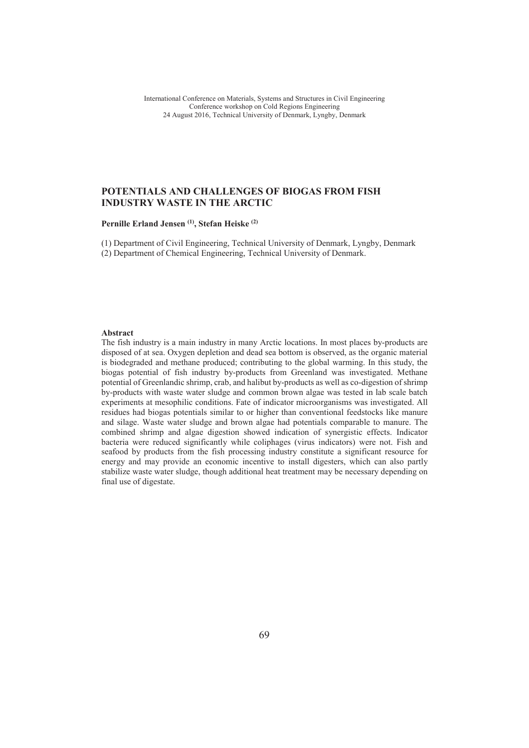# POTENTIALS AND CHALLENGES OF BIOGAS FROM FISH INDUSTRY WASTE IN THE ARCTIC

**Pernille Erland Jensen [(1)], Stefan Heiske [(2)]**

(1) Department of Civil Engineering, Technical University of Denmark, Lyngby, Denmark
(2) Department of Chemical Engineering, Technical University of Denmark.

**Abstract**

The fish industry is a main industry in many Arctic locations. In most places by-products are disposed of at sea. Oxygen depletion and dead sea bottom is observed, as the organic material is biodegraded and methane produced; contributing to the global warming. In this study, the biogas potential of fish industry by-products from Greenland was investigated. Methane potential of Greenlandic shrimp, crab, and halibut by-products as well as co-digestion of shrimp by-products with waste water sludge and common brown algae was tested in lab scale batch experiments at mesophilic conditions. Fate of indicator microorganisms was investigated. All residues had biogas potentials similar to or higher than conventional feedstocks like manure and silage. Waste water sludge and brown algae had potentials comparable to manure. The combined shrimp and algae digestion showed indication of synergistic effects. Indicator bacteria were reduced significantly while coliphages (virus indicators) were not. Fish and seafood by products from the fish processing industry constitute a significant resource for energy and may provide an economic incentive to install digesters, which can also partly stabilize waste water sludge, though additional heat treatment may be necessary depending on final use of digestate.